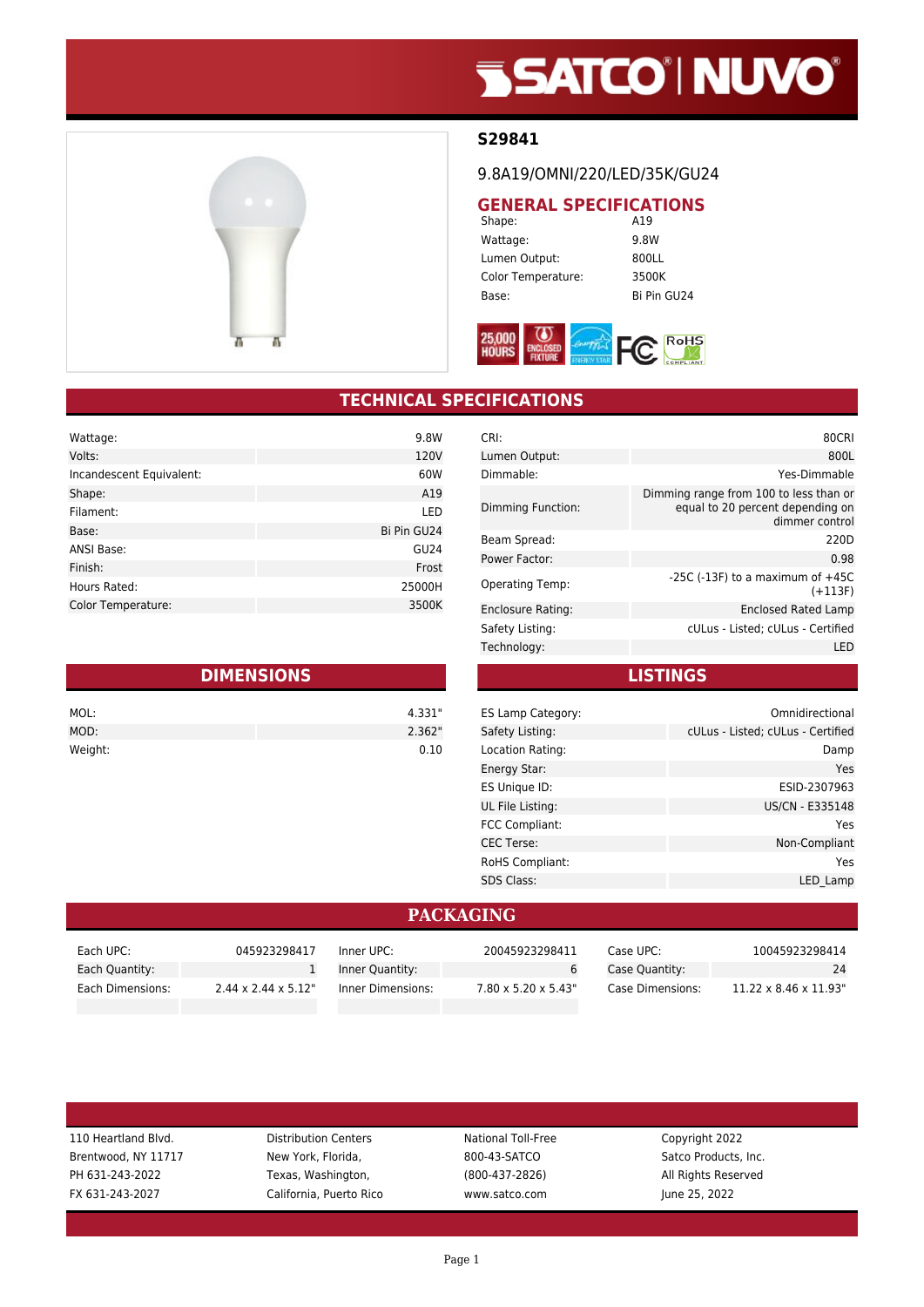# S29841

9.8A19/OMNI/220/LED/35K/GU24

## GENERAL SPECIFICATIONS

| | |
|---|---|
| Shape: | A19 |
| Wattage: | 9.8W |
| Lumen Output: | 800LL |
| Color Temperature: | 3500K |
| Base: | Bi Pin GU24 |

## TECHNICAL SPECIFICATIONS

| | |
|---|---|
| Wattage: | 9.8W |
| Volts: | 120V |
| Incandescent Equivalent: | 60W |
| Shape: | A19 |
| Filament: | LED |
| Base: | Bi Pin GU24 |
| ANSI Base: | GU24 |
| Finish: | Frost |
| Hours Rated: | 25000H |
| Color Temperature: | 3500K |

| | |
|---|---|
| CRI: | 80CRI |
| Lumen Output: | 800L |
| Dimmable: | Yes-Dimmable |
| Dimming Function: | Dimming range from 100 to less than or equal to 20 percent depending on dimmer control |
| Beam Spread: | 220D |
| Power Factor: | 0.98 |
| Operating Temp: | -25C (-13F) to a maximum of +45C (+113F) |
| Enclosure Rating: | Enclosed Rated Lamp |
| Safety Listing: | cULus - Listed; cULus - Certified |
| Technology: | LED |

## DIMENSIONS

| | |
|---|---|
| MOL: | 4.331" |
| MOD: | 2.362" |
| Weight: | 0.10 |

## LISTINGS

| | |
|---|---|
| ES Lamp Category: | Omnidirectional |
| Safety Listing: | cULus - Listed; cULus - Certified |
| Location Rating: | Damp |
| Energy Star: | Yes |
| ES Unique ID: | ESID-2307963 |
| UL File Listing: | US/CN - E335148 |
| FCC Compliant: | Yes |
| CEC Terse: | Non-Compliant |
| RoHS Compliant: | Yes |
| SDS Class: | LED_Lamp |

## PACKAGING

| | | | | | |
|---|---|---|---|---|---|
| Each UPC: | 045923298417 | Inner UPC: | 20045923298411 | Case UPC: | 10045923298414 |
| Each Quantity: | 1 | Inner Quantity: | 6 | Case Quantity: | 24 |
| Each Dimensions: | 2.44 x 2.44 x 5.12" | Inner Dimensions: | 7.80 x 5.20 x 5.43" | Case Dimensions: | 11.22 x 8.46 x 11.93" |

110 Heartland Blvd.
Brentwood, NY 11717
PH 631-243-2022
FX 631-243-2027

Distribution Centers
New York, Florida,
Texas, Washington,
California, Puerto Rico

National Toll-Free
800-43-SATCO
(800-437-2826)
www.satco.com

Copyright 2022
Satco Products, Inc.
All Rights Reserved
June 25, 2022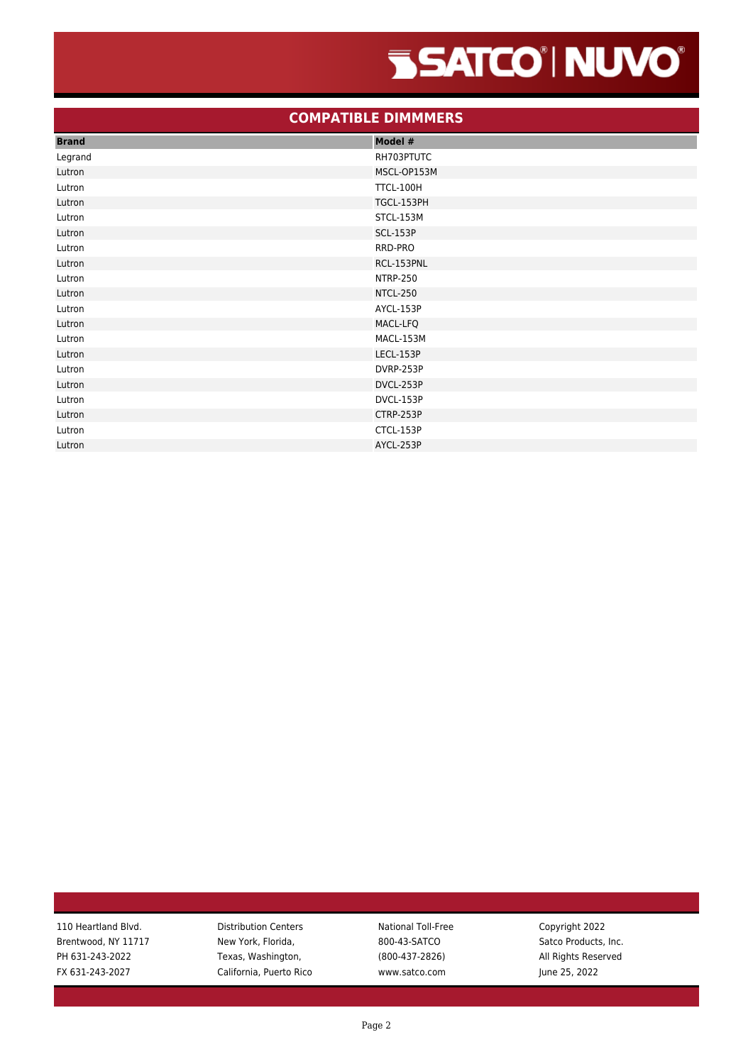## COMPATIBLE DIMMMERS

| Brand | Model # |
|---|---|
| Legrand | RH703PTUTC |
| Lutron | MSCL-OP153M |
| Lutron | TTCL-100H |
| Lutron | TGCL-153PH |
| Lutron | STCL-153M |
| Lutron | SCL-153P |
| Lutron | RRD-PRO |
| Lutron | RCL-153PNL |
| Lutron | NTRP-250 |
| Lutron | NTCL-250 |
| Lutron | AYCL-153P |
| Lutron | MACL-LFQ |
| Lutron | MACL-153M |
| Lutron | LECL-153P |
| Lutron | DVRP-253P |
| Lutron | DVCL-253P |
| Lutron | DVCL-153P |
| Lutron | CTRP-253P |
| Lutron | CTCL-153P |
| Lutron | AYCL-253P |

110 Heartland Blvd.
Brentwood, NY 11717
PH 631-243-2022
FX 631-243-2027

Distribution Centers
New York, Florida,
Texas, Washington,
California, Puerto Rico

National Toll-Free
800-43-SATCO
(800-437-2826)
www.satco.com

Copyright 2022
Satco Products, Inc.
All Rights Reserved
June 25, 2022